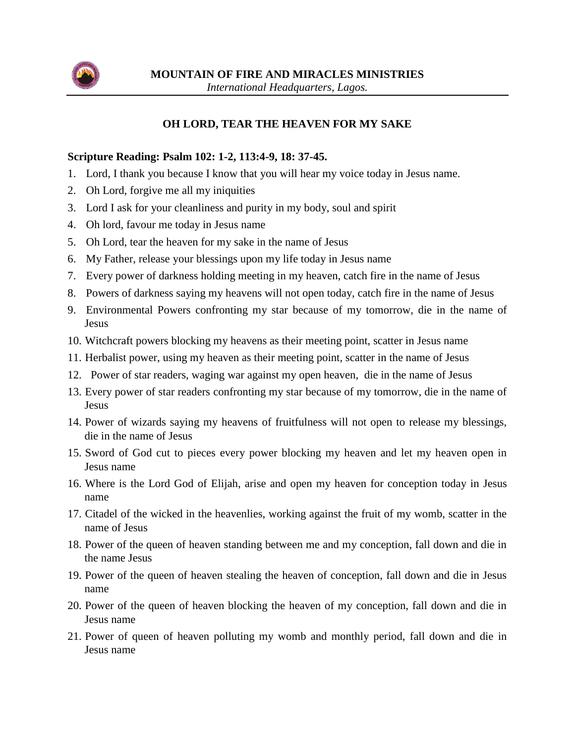**MOUNTAIN OF FIRE AND MIRACLES MINISTRIES**
*International Headquarters, Lagos.*

## OH LORD, TEAR THE HEAVEN FOR MY SAKE

**Scripture Reading: Psalm 102: 1-2, 113:4-9, 18: 37-45.**

1. Lord, I thank you because I know that you will hear my voice today in Jesus name.
2. Oh Lord, forgive me all my iniquities
3. Lord I ask for your cleanliness and purity in my body, soul and spirit
4. Oh lord, favour me today in Jesus name
5. Oh Lord, tear the heaven for my sake in the name of Jesus
6. My Father, release your blessings upon my life today in Jesus name
7. Every power of darkness holding meeting in my heaven, catch fire in the name of Jesus
8. Powers of darkness saying my heavens will not open today, catch fire in the name of Jesus
9. Environmental Powers confronting my star because of my tomorrow, die in the name of Jesus
10. Witchcraft powers blocking my heavens as their meeting point, scatter in Jesus name
11. Herbalist power, using my heaven as their meeting point, scatter in the name of Jesus
12. Power of star readers, waging war against my open heaven, die in the name of Jesus
13. Every power of star readers confronting my star because of my tomorrow, die in the name of Jesus
14. Power of wizards saying my heavens of fruitfulness will not open to release my blessings, die in the name of Jesus
15. Sword of God cut to pieces every power blocking my heaven and let my heaven open in Jesus name
16. Where is the Lord God of Elijah, arise and open my heaven for conception today in Jesus name
17. Citadel of the wicked in the heavenlies, working against the fruit of my womb, scatter in the name of Jesus
18. Power of the queen of heaven standing between me and my conception, fall down and die in the name Jesus
19. Power of the queen of heaven stealing the heaven of conception, fall down and die in Jesus name
20. Power of the queen of heaven blocking the heaven of my conception, fall down and die in Jesus name
21. Power of queen of heaven polluting my womb and monthly period, fall down and die in Jesus name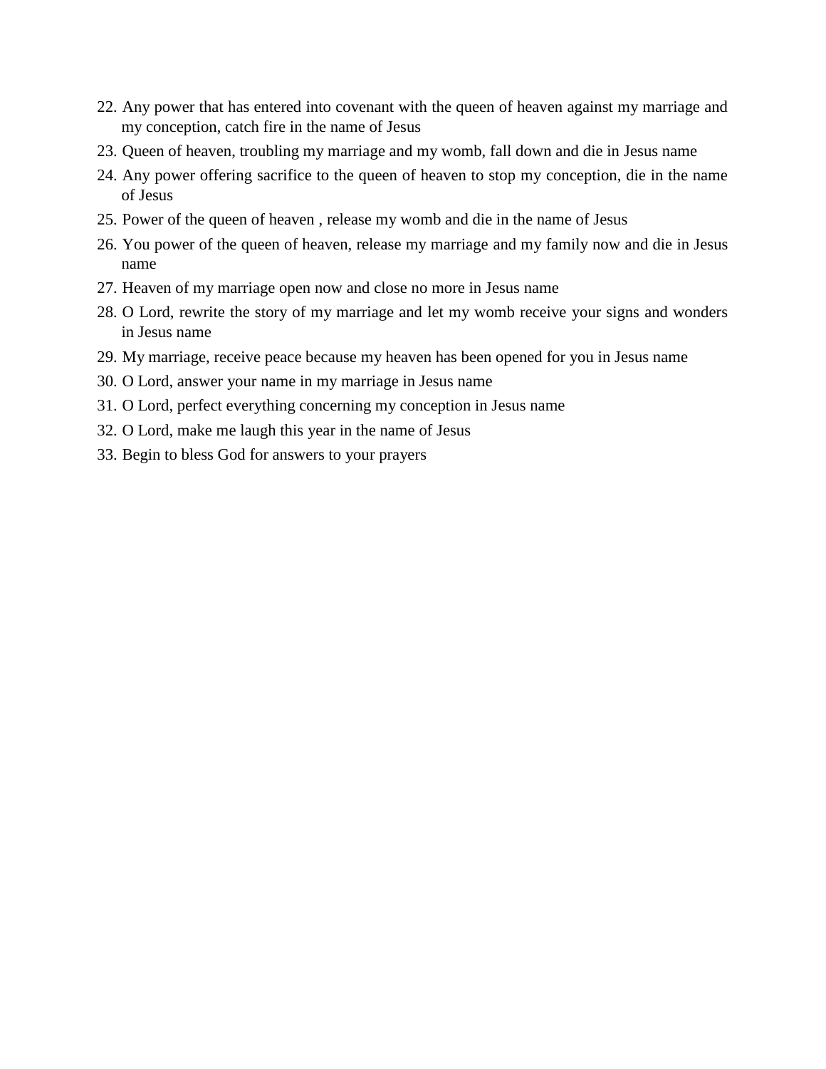22. Any power that has entered into covenant with the queen of heaven against my marriage and my conception, catch fire in the name of Jesus
23. Queen of heaven, troubling my marriage and my womb, fall down and die in Jesus name
24. Any power offering sacrifice to the queen of heaven to stop my conception, die in the name of Jesus
25. Power of the queen of heaven , release my womb and die in the name of Jesus
26. You power of the queen of heaven, release my marriage and my family now and die in Jesus name
27. Heaven of my marriage open now and close no more in Jesus name
28. O Lord, rewrite the story of my marriage and let my womb receive your signs and wonders in Jesus name
29. My marriage, receive peace because my heaven has been opened for you in Jesus name
30. O Lord, answer your name in my marriage in Jesus name
31. O Lord, perfect everything concerning my conception in Jesus name
32. O Lord, make me laugh this year in the name of Jesus
33. Begin to bless God for answers to your prayers